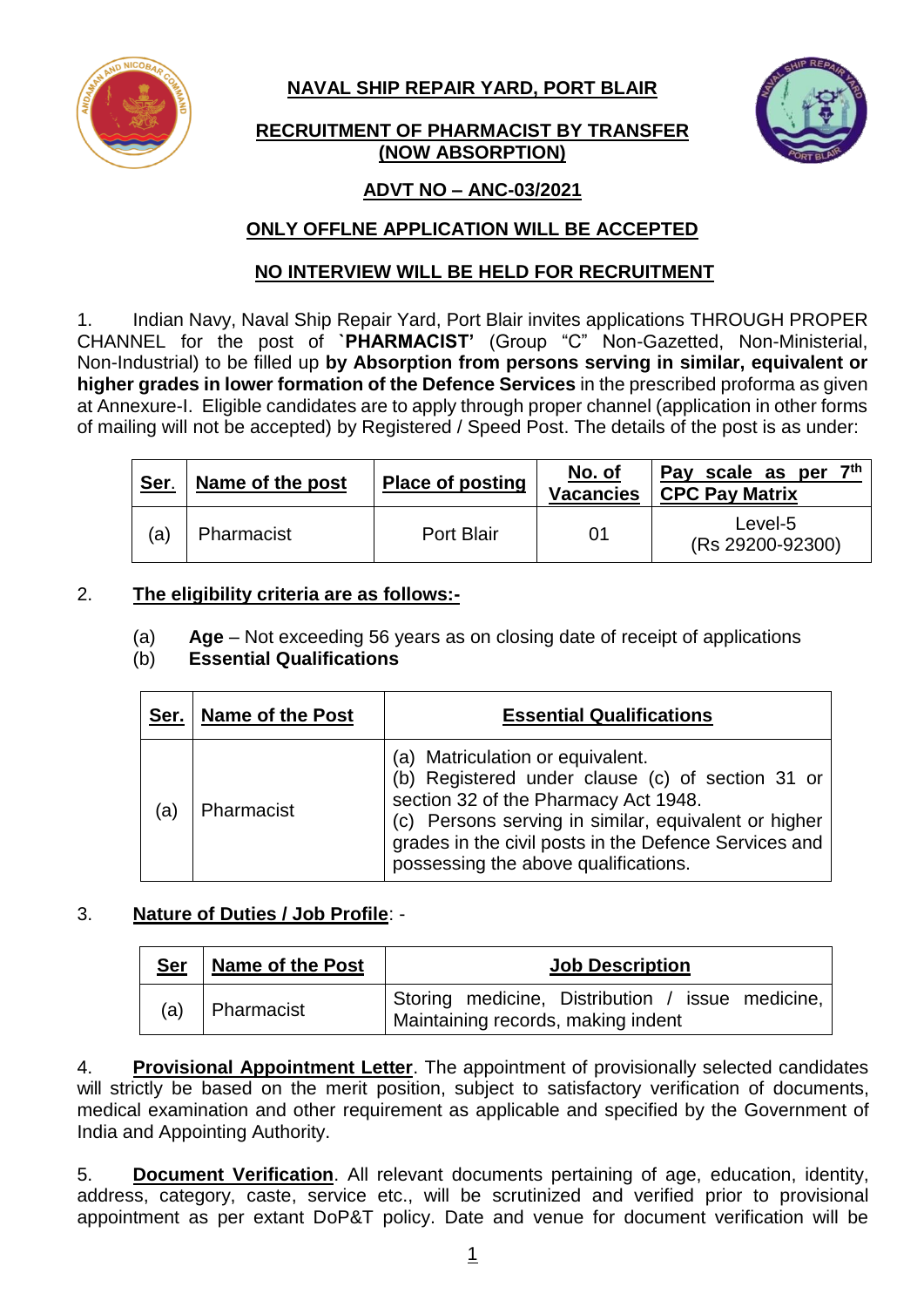**NAVAL SHIP REPAIR YARD, PORT BLAIR**

**RECRUITMENT OF PHARMACIST BY TRANSFER (NOW ABSORPTION)**

**ADVT NO – ANC-03/2021**

**ONLY OFFLNE APPLICATION WILL BE ACCEPTED**

**NO INTERVIEW WILL BE HELD FOR RECRUITMENT**

1. Indian Navy, Naval Ship Repair Yard, Port Blair invites applications THROUGH PROPER CHANNEL for the post of **`PHARMACIST'** (Group "C" Non-Gazetted, Non-Ministerial, Non-Industrial) to be filled up **by Absorption from persons serving in similar, equivalent or higher grades in lower formation of the Defence Services** in the prescribed proforma as given at Annexure-I. Eligible candidates are to apply through proper channel (application in other forms of mailing will not be accepted) by Registered / Speed Post. The details of the post is as under:

| Ser. | Name of the post | Place of posting | No. of Vacancies | Pay scale as per 7th CPC Pay Matrix |
|---|---|---|---|---|
| (a) | Pharmacist | Port Blair | 01 | Level-5 (Rs 29200-92300) |

2. **The eligibility criteria are as follows:-**

(a) **Age** – Not exceeding 56 years as on closing date of receipt of applications

(b) **Essential Qualifications**

| Ser. | Name of the Post | Essential Qualifications |
|---|---|---|
| (a) | Pharmacist | (a) Matriculation or equivalent.<br>(b) Registered under clause (c) of section 31 or section 32 of the Pharmacy Act 1948.<br>(c) Persons serving in similar, equivalent or higher grades in the civil posts in the Defence Services and possessing the above qualifications. |

3. **Nature of Duties / Job Profile**: -

| Ser | Name of the Post | Job Description |
|---|---|---|
| (a) | Pharmacist | Storing medicine, Distribution / issue medicine, Maintaining records, making indent |

4. **Provisional Appointment Letter**. The appointment of provisionally selected candidates will strictly be based on the merit position, subject to satisfactory verification of documents, medical examination and other requirement as applicable and specified by the Government of India and Appointing Authority.

5. **Document Verification**. All relevant documents pertaining of age, education, identity, address, category, caste, service etc., will be scrutinized and verified prior to provisional appointment as per extant DoP&T policy. Date and venue for document verification will be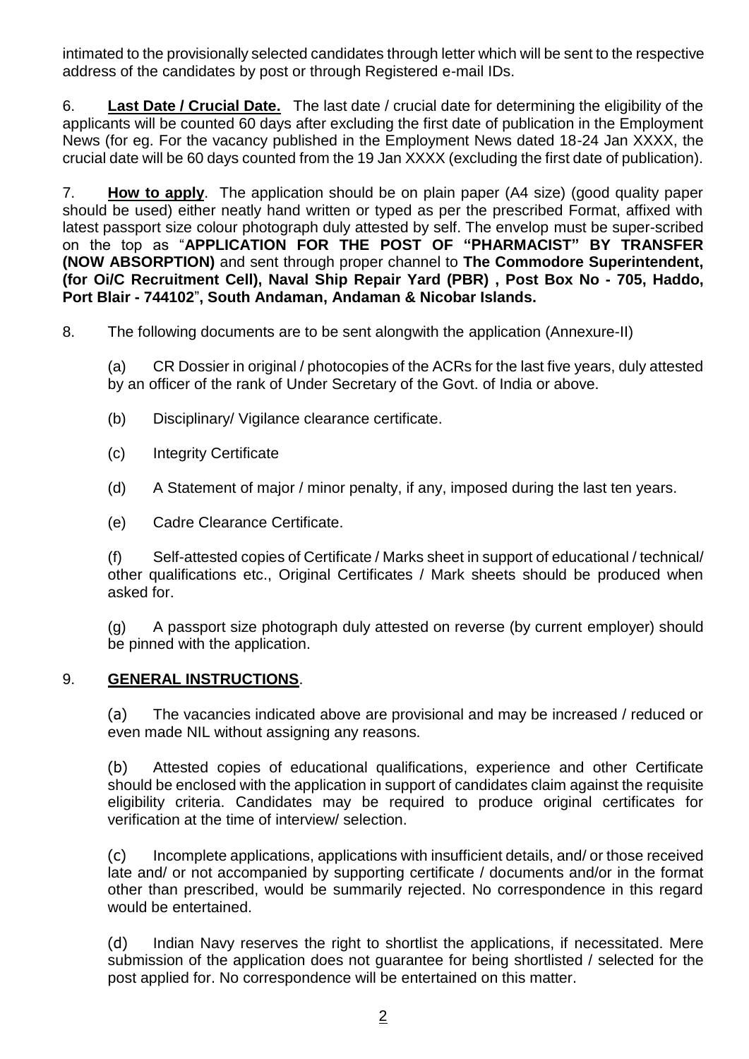intimated to the provisionally selected candidates through letter which will be sent to the respective address of the candidates by post or through Registered e-mail IDs.

6. **Last Date / Crucial Date.** The last date / crucial date for determining the eligibility of the applicants will be counted 60 days after excluding the first date of publication in the Employment News (for eg. For the vacancy published in the Employment News dated 18-24 Jan XXXX, the crucial date will be 60 days counted from the 19 Jan XXXX (excluding the first date of publication).

7. **How to apply**. The application should be on plain paper (A4 size) (good quality paper should be used) either neatly hand written or typed as per the prescribed Format, affixed with latest passport size colour photograph duly attested by self. The envelop must be super-scribed on the top as "**APPLICATION FOR THE POST OF "PHARMACIST" BY TRANSFER (NOW ABSORPTION)** and sent through proper channel to **The Commodore Superintendent, (for Oi/C Recruitment Cell), Naval Ship Repair Yard (PBR) , Post Box No - 705, Haddo, Port Blair - 744102", South Andaman, Andaman & Nicobar Islands.**

8. The following documents are to be sent alongwith the application (Annexure-II)

(a) CR Dossier in original / photocopies of the ACRs for the last five years, duly attested by an officer of the rank of Under Secretary of the Govt. of India or above.

(b) Disciplinary/ Vigilance clearance certificate.

(c) Integrity Certificate

(d) A Statement of major / minor penalty, if any, imposed during the last ten years.

(e) Cadre Clearance Certificate.

(f) Self-attested copies of Certificate / Marks sheet in support of educational / technical/ other qualifications etc., Original Certificates / Mark sheets should be produced when asked for.

(g) A passport size photograph duly attested on reverse (by current employer) should be pinned with the application.

9. **GENERAL INSTRUCTIONS**.

(a) The vacancies indicated above are provisional and may be increased / reduced or even made NIL without assigning any reasons.

(b) Attested copies of educational qualifications, experience and other Certificate should be enclosed with the application in support of candidates claim against the requisite eligibility criteria. Candidates may be required to produce original certificates for verification at the time of interview/ selection.

(c) Incomplete applications, applications with insufficient details, and/ or those received late and/ or not accompanied by supporting certificate / documents and/or in the format other than prescribed, would be summarily rejected. No correspondence in this regard would be entertained.

(d) Indian Navy reserves the right to shortlist the applications, if necessitated. Mere submission of the application does not guarantee for being shortlisted / selected for the post applied for. No correspondence will be entertained on this matter.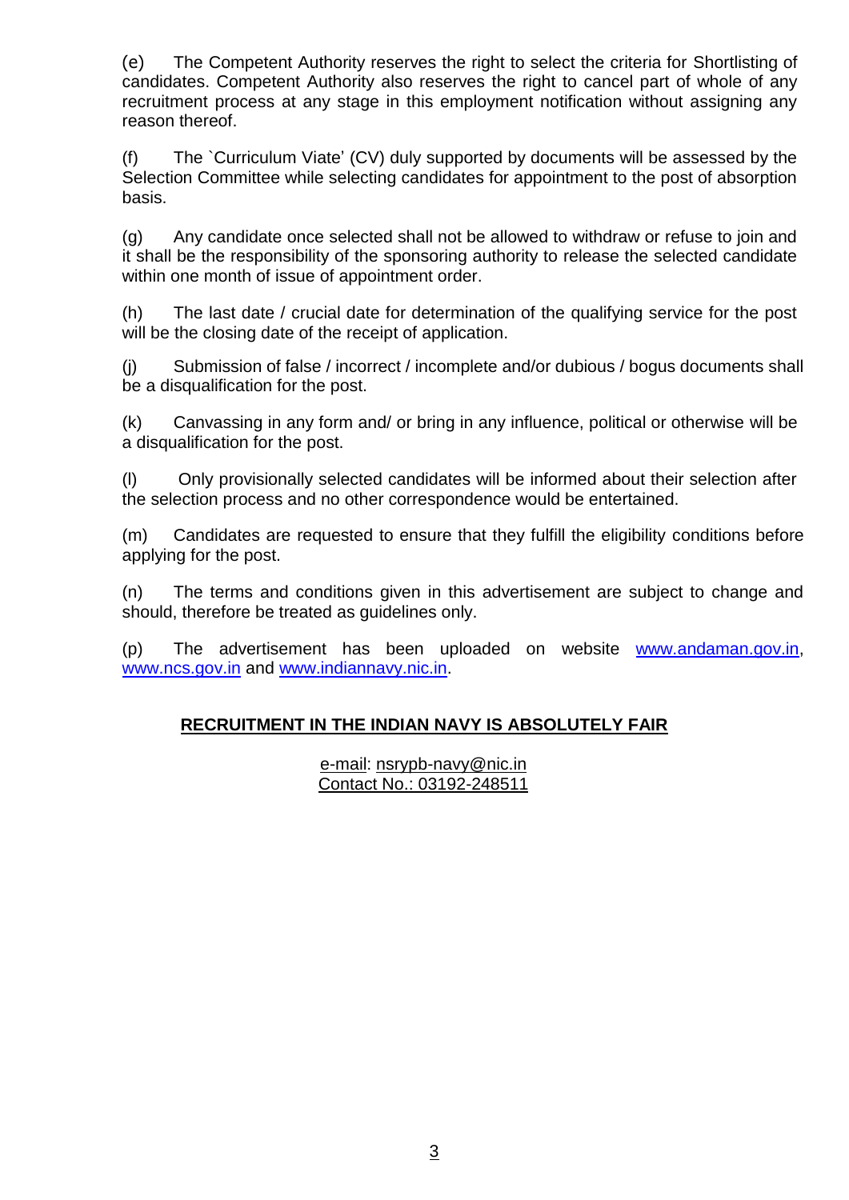(e) The Competent Authority reserves the right to select the criteria for Shortlisting of candidates. Competent Authority also reserves the right to cancel part of whole of any recruitment process at any stage in this employment notification without assigning any reason thereof.

(f) The `Curriculum Viate' (CV) duly supported by documents will be assessed by the Selection Committee while selecting candidates for appointment to the post of absorption basis.

(g) Any candidate once selected shall not be allowed to withdraw or refuse to join and it shall be the responsibility of the sponsoring authority to release the selected candidate within one month of issue of appointment order.

(h) The last date / crucial date for determination of the qualifying service for the post will be the closing date of the receipt of application.

(j) Submission of false / incorrect / incomplete and/or dubious / bogus documents shall be a disqualification for the post.

(k) Canvassing in any form and/ or bring in any influence, political or otherwise will be a disqualification for the post.

(l) Only provisionally selected candidates will be informed about their selection after the selection process and no other correspondence would be entertained.

(m) Candidates are requested to ensure that they fulfill the eligibility conditions before applying for the post.

(n) The terms and conditions given in this advertisement are subject to change and should, therefore be treated as guidelines only.

(p) The advertisement has been uploaded on website www.andaman.gov.in, www.ncs.gov.in and www.indiannavy.nic.in.

**RECRUITMENT IN THE INDIAN NAVY IS ABSOLUTELY FAIR**

e-mail: nsrypb-navy@nic.in
Contact No.: 03192-248511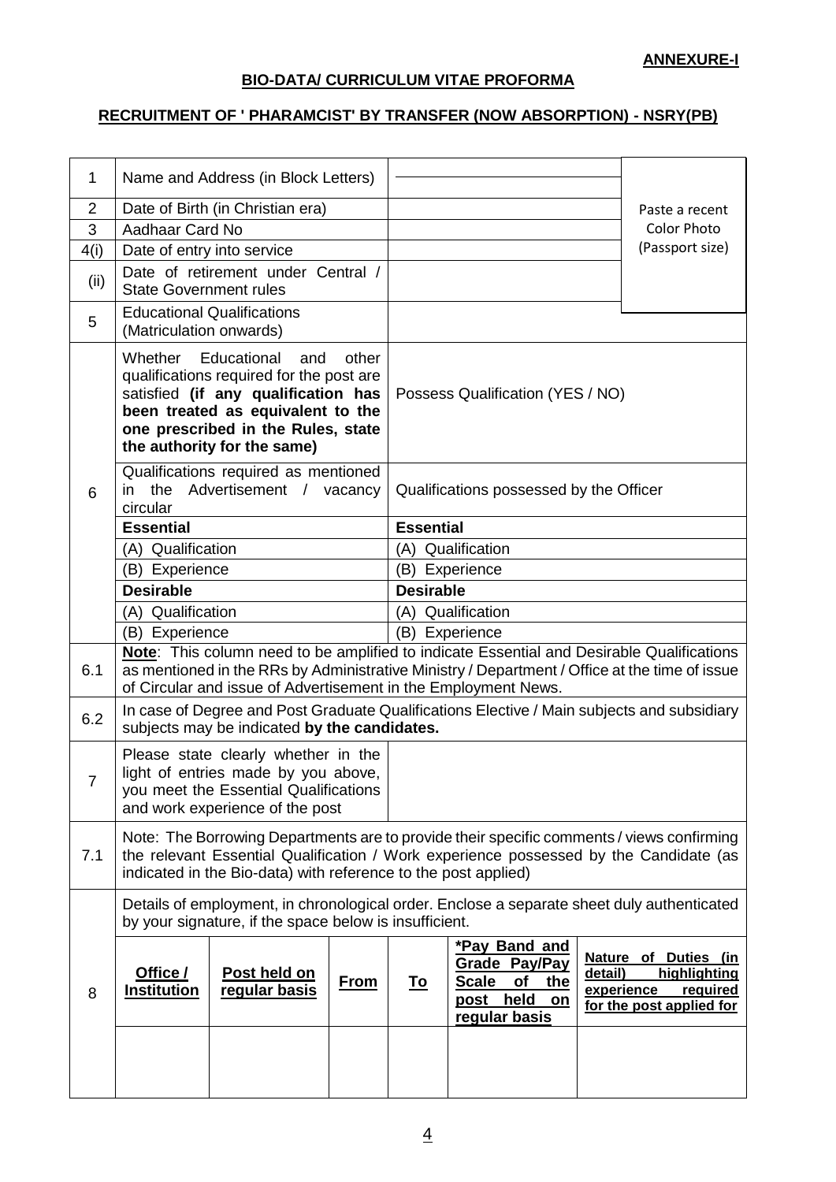**ANNEXURE-I**

## BIO-DATA/ CURRICULUM VITAE PROFORMA

## RECRUITMENT OF ' PHARAMCIST' BY TRANSFER (NOW ABSORPTION) - NSRY(PB)

| | | | |
|---|---|---|---|
| 1 | Name and Address (in Block Letters) | | Paste a recent Color Photo (Passport size) |
| 2 | Date of Birth (in Christian era) | | |
| 3 | Aadhaar Card No | | |
| 4(i) | Date of entry into service | | |
| (ii) | Date of retirement under Central / State Government rules | | |
| 5 | Educational Qualifications (Matriculation onwards) | | |
| 6 | Whether Educational and other qualifications required for the post are satisfied **(if any qualification has been treated as equivalent to the one prescribed in the Rules, state the authority for the same)** | Possess Qualification (YES / NO) | |
| | Qualifications required as mentioned in the Advertisement / vacancy circular | Qualifications possessed by the Officer | |
| | **Essential** | **Essential** | |
| | (A) Qualification | (A) Qualification | |
| | (B) Experience | (B) Experience | |
| | **Desirable** | **Desirable** | |
| | (A) Qualification | (A) Qualification | |
| | (B) Experience | (B) Experience | |
| 6.1 | **Note**: This column need to be amplified to indicate Essential and Desirable Qualifications as mentioned in the RRs by Administrative Ministry / Department / Office at the time of issue of Circular and issue of Advertisement in the Employment News. | | |
| 6.2 | In case of Degree and Post Graduate Qualifications Elective / Main subjects and subsidiary subjects may be indicated **by the candidates.** | | |
| 7 | Please state clearly whether in the light of entries made by you above, you meet the Essential Qualifications and work experience of the post | | |
| 7.1 | Note: The Borrowing Departments are to provide their specific comments / views confirming the relevant Essential Qualification / Work experience possessed by the Candidate (as indicated in the Bio-data) with reference to the post applied) | | |
| 8 | Details of employment, in chronological order. Enclose a separate sheet duly authenticated by your signature, if the space below is insufficient. | | |

| Office / Institution | Post held on regular basis | From | To | *Pay Band and Grade Pay/Pay Scale of the post held on regular basis | Nature of Duties (in detail) highlighting experience required for the post applied for |
|---|---|---|---|---|---|
| | | | | | |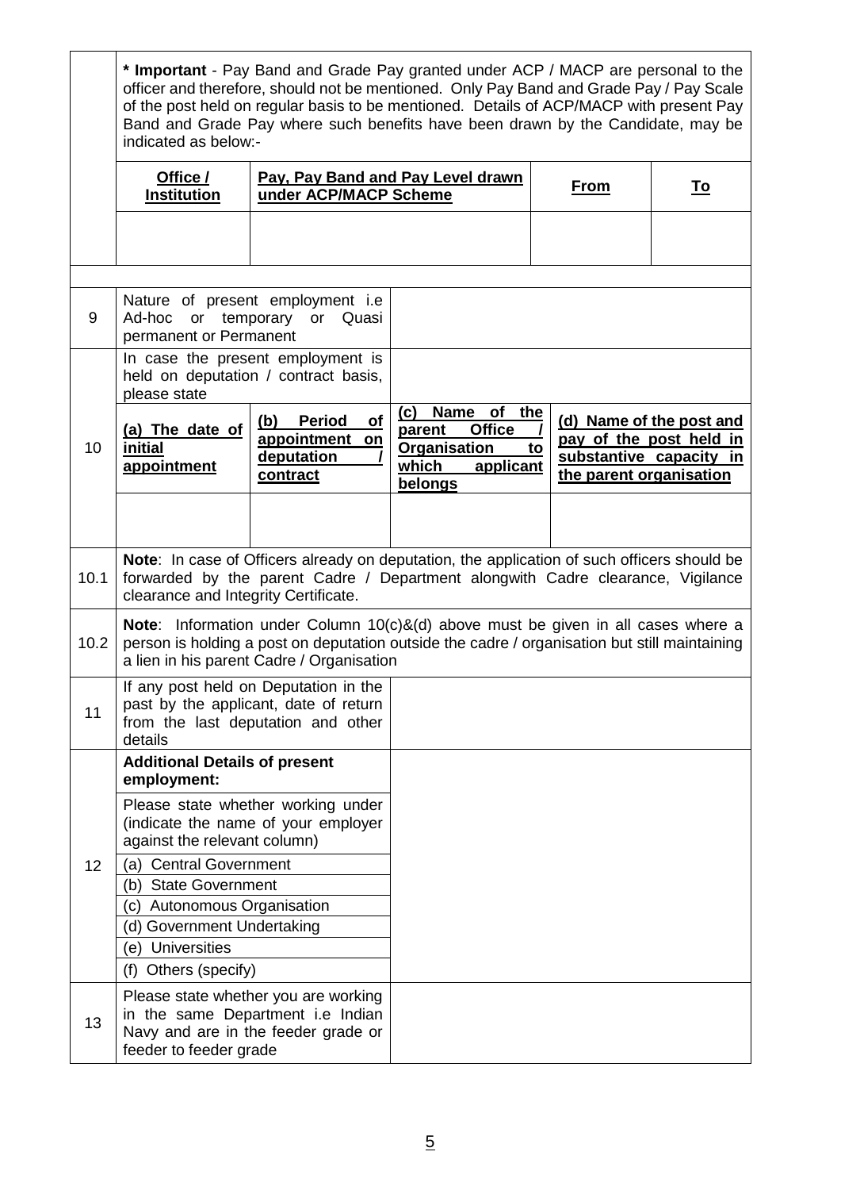| | | | | | |
|---|---|---|---|---|---|
| | **\* Important** - Pay Band and Grade Pay granted under ACP / MACP are personal to the officer and therefore, should not be mentioned. Only Pay Band and Grade Pay / Pay Scale of the post held on regular basis to be mentioned. Details of ACP/MACP with present Pay Band and Grade Pay where such benefits have been drawn by the Candidate, may be indicated as below:- | | | | |
| | **Office / Institution** | **Pay, Pay Band and Pay Level drawn under ACP/MACP Scheme** | | **From** | **To** |
| | | | | | |
| | | | | | |
| 9 | Nature of present employment i.e Ad-hoc or temporary or Quasi permanent or Permanent | | | | |
| 10 | In case the present employment is held on deputation / contract basis, please state | | | | |
| | **(a) The date of initial appointment** | **(b) Period of appointment on deputation / contract** | **(c) Name of the parent Office / Organisation to which applicant belongs** | **(d) Name of the post and pay of the post held in substantive capacity in the parent organisation** | |
| | | | | | |
| 10.1 | **Note**: In case of Officers already on deputation, the application of such officers should be forwarded by the parent Cadre / Department alongwith Cadre clearance, Vigilance clearance and Integrity Certificate. | | | | |
| 10.2 | **Note**: Information under Column 10(c)&(d) above must be given in all cases where a person is holding a post on deputation outside the cadre / organisation but still maintaining a lien in his parent Cadre / Organisation | | | | |
| 11 | If any post held on Deputation in the past by the applicant, date of return from the last deputation and other details | | | | |
| 12 | **Additional Details of present employment:** | | | | |
| | Please state whether working under (indicate the name of your employer against the relevant column) | | | | |
| | (a) Central Government | | | | |
| | (b) State Government | | | | |
| | (c) Autonomous Organisation | | | | |
| | (d) Government Undertaking | | | | |
| | (e) Universities | | | | |
| | (f) Others (specify) | | | | |
| 13 | Please state whether you are working in the same Department i.e Indian Navy and are in the feeder grade or feeder to feeder grade | | | | |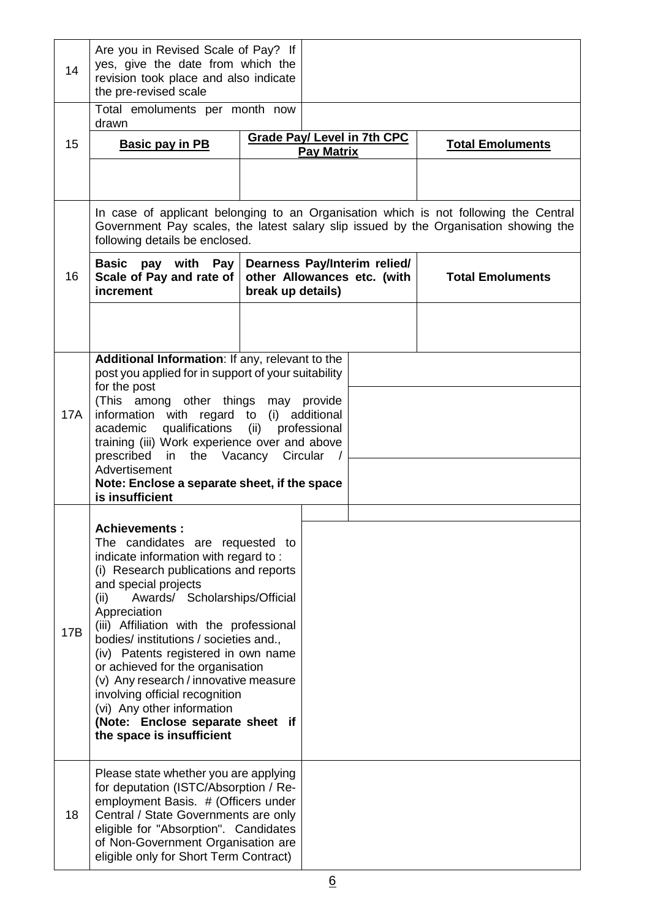| | | | | |
|---|---|---|---|---|
| 14 | Are you in Revised Scale of Pay? If yes, give the date from which the revision took place and also indicate the pre-revised scale | | | |
| 15 | Total emoluments per month now drawn | | | |
| | **Basic pay in PB** | **Grade Pay/ Level in 7th CPC Pay Matrix** | | **Total Emoluments** |
| | | | | |
| 16 | In case of applicant belonging to an Organisation which is not following the Central Government Pay scales, the latest salary slip issued by the Organisation showing the following details be enclosed. | | | |
| | **Basic pay with Pay Scale of Pay and rate of increment** | **Dearness Pay/Interim relied/ other Allowances etc. (with break up details)** | | **Total Emoluments** |
| | | | | |
| 17A | **Additional Information**: If any, relevant to the post you applied for in support of your suitability for the post<br>(This among other things may provide information with regard to (i) additional academic qualifications (ii) professional training (iii) Work experience over and above prescribed in the Vacancy Circular / Advertisement<br>**Note: Enclose a separate sheet, if the space is insufficient** | | | |
| 17B | **Achievements :**<br>The candidates are requested to indicate information with regard to :<br>(i) Research publications and reports and special projects<br>(ii) Awards/ Scholarships/Official Appreciation<br>(iii) Affiliation with the professional bodies/ institutions / societies and.,<br>(iv) Patents registered in own name or achieved for the organisation<br>(v) Any research / innovative measure involving official recognition<br>(vi) Any other information<br>**(Note: Enclose separate sheet if the space is insufficient** | | | |
| 18 | Please state whether you are applying for deputation (ISTC/Absorption / Re-employment Basis. # (Officers under Central / State Governments are only eligible for "Absorption". Candidates of Non-Government Organisation are eligible only for Short Term Contract) | | | |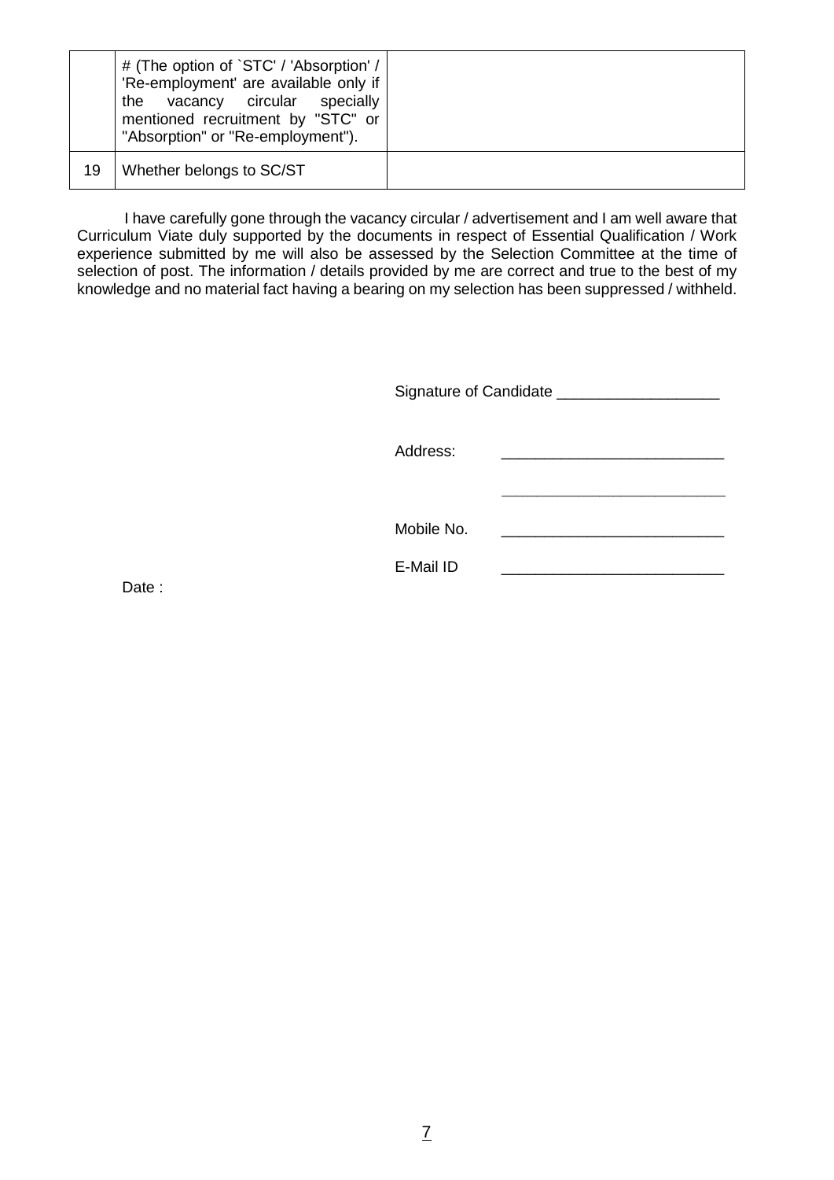| | | |
|---|---|---|
| | # (The option of `STC' / 'Absorption' / 'Re-employment' are available only if the vacancy circular specially mentioned recruitment by "STC" or "Absorption" or "Re-employment"). | |
| 19 | Whether belongs to SC/ST | |

I have carefully gone through the vacancy circular / advertisement and I am well aware that Curriculum Viate duly supported by the documents in respect of Essential Qualification / Work experience submitted by me will also be assessed by the Selection Committee at the time of selection of post. The information / details provided by me are correct and true to the best of my knowledge and no material fact having a bearing on my selection has been suppressed / withheld.

Signature of Candidate ___________________

Address: __________________________

__________________________

Mobile No. __________________________

E-Mail ID __________________________

Date :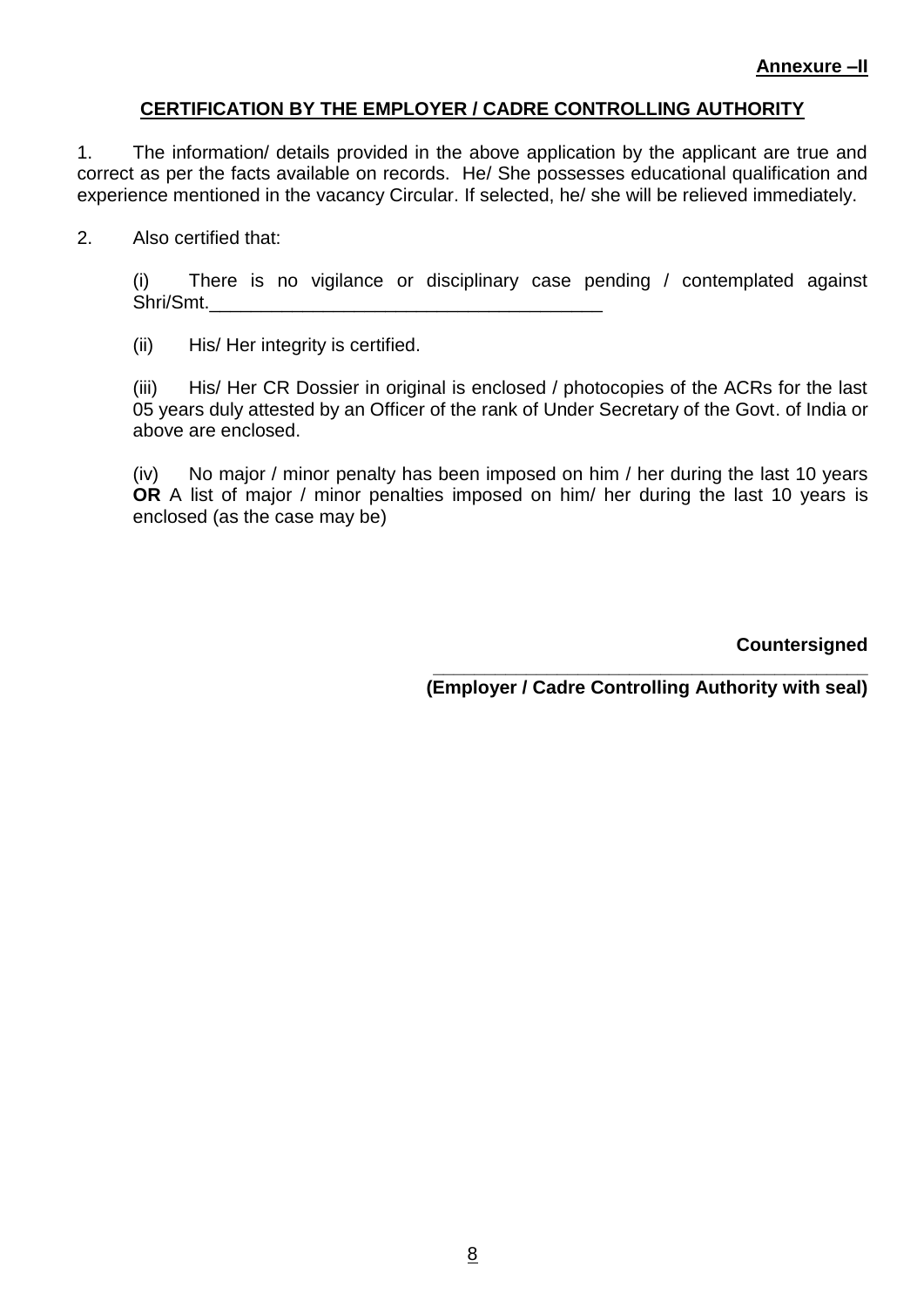**Annexure –II**

## CERTIFICATION BY THE EMPLOYER / CADRE CONTROLLING AUTHORITY

1. The information/ details provided in the above application by the applicant are true and correct as per the facts available on records. He/ She possesses educational qualification and experience mentioned in the vacancy Circular. If selected, he/ she will be relieved immediately.

2. Also certified that:

(i) There is no vigilance or disciplinary case pending / contemplated against Shri/Smt.______________________________________

(ii) His/ Her integrity is certified.

(iii) His/ Her CR Dossier in original is enclosed / photocopies of the ACRs for the last 05 years duly attested by an Officer of the rank of Under Secretary of the Govt. of India or above are enclosed.

(iv) No major / minor penalty has been imposed on him / her during the last 10 years **OR** A list of major / minor penalties imposed on him/ her during the last 10 years is enclosed (as the case may be)

**Countersigned**

_________________________________________

**(Employer / Cadre Controlling Authority with seal)**